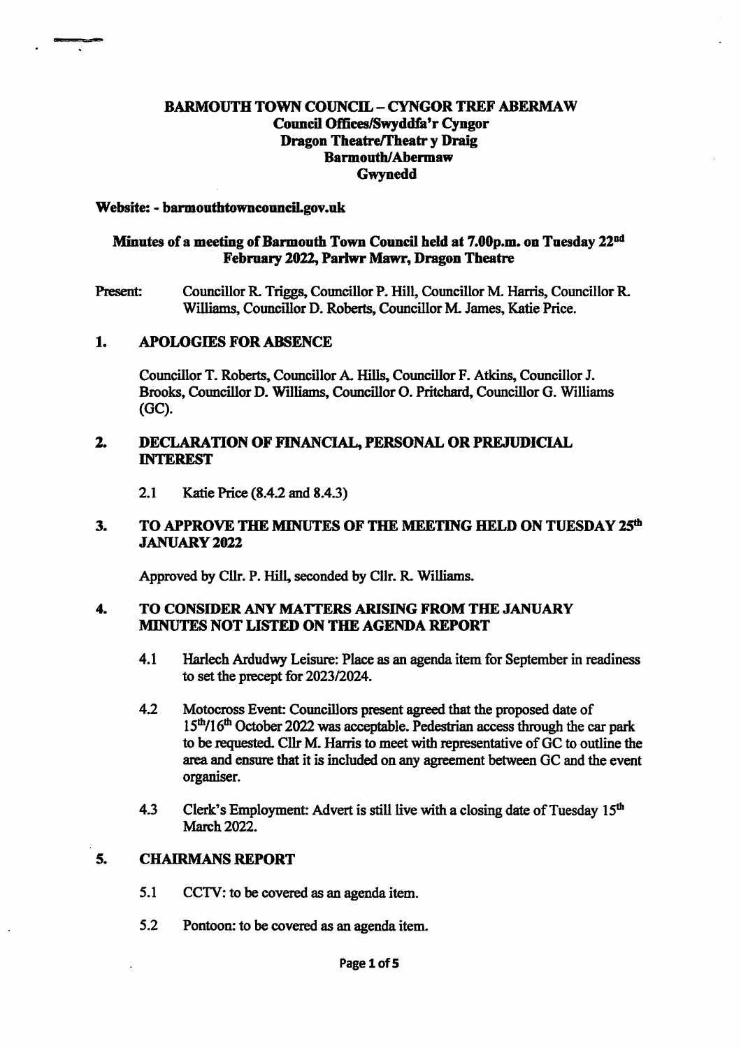**BARMOUTH TOWN COUNCIL – CYNGOR TREF ABERMAW**
**Council Offices/Swyddfa'r Cyngor**
**Dragon Theatre/Theatr y Draig**
**Barmouth/Abermaw**
**Gwynedd**

**Website: - barmouthtowncouncil.gov.uk**

**Minutes of a meeting of Barmouth Town Council held at 7.00p.m. on Tuesday 22nd February 2022, Parlwr Mawr, Dragon Theatre**

Present: Councillor R. Triggs, Councillor P. Hill, Councillor M. Harris, Councillor R. Williams, Councillor D. Roberts, Councillor M. James, Katie Price.

## 1. APOLOGIES FOR ABSENCE

Councillor T. Roberts, Councillor A. Hills, Councillor F. Atkins, Councillor J. Brooks, Councillor D. Williams, Councillor O. Pritchard, Councillor G. Williams (GC).

## 2. DECLARATION OF FINANCIAL, PERSONAL OR PREJUDICIAL INTEREST

2.1 Katie Price (8.4.2 and 8.4.3)

## 3. TO APPROVE THE MINUTES OF THE MEETING HELD ON TUESDAY 25th JANUARY 2022

Approved by Cllr. P. Hill, seconded by Cllr. R. Williams.

## 4. TO CONSIDER ANY MATTERS ARISING FROM THE JANUARY MINUTES NOT LISTED ON THE AGENDA REPORT

4.1 Harlech Ardudwy Leisure: Place as an agenda item for September in readiness to set the precept for 2023/2024.

4.2 Motocross Event: Councillors present agreed that the proposed date of 15th/16th October 2022 was acceptable. Pedestrian access through the car park to be requested. Cllr M. Harris to meet with representative of GC to outline the area and ensure that it is included on any agreement between GC and the event organiser.

4.3 Clerk's Employment: Advert is still live with a closing date of Tuesday 15th March 2022.

## 5. CHAIRMANS REPORT

5.1 CCTV: to be covered as an agenda item.

5.2 Pontoon: to be covered as an agenda item.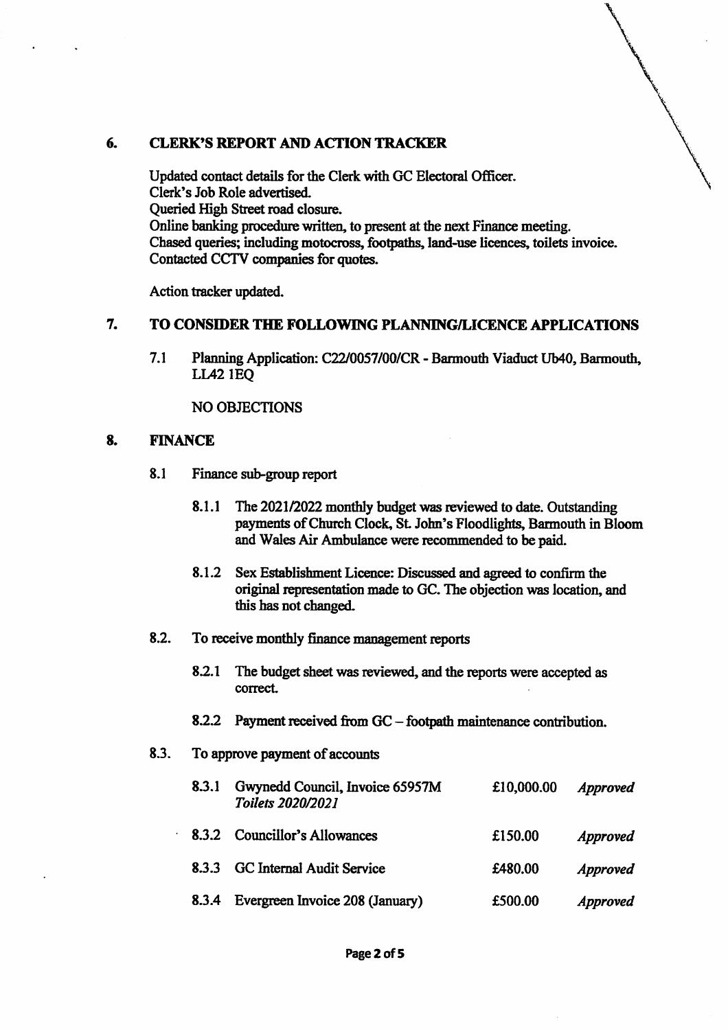## 6. CLERK'S REPORT AND ACTION TRACKER

Updated contact details for the Clerk with GC Electoral Officer.
Clerk's Job Role advertised.
Queried High Street road closure.
Online banking procedure written, to present at the next Finance meeting.
Chased queries; including motocross, footpaths, land-use licences, toilets invoice.
Contacted CCTV companies for quotes.

Action tracker updated.

## 7. TO CONSIDER THE FOLLOWING PLANNING/LICENCE APPLICATIONS

7.1 Planning Application: C22/0057/00/CR - Barmouth Viaduct Ub40, Barmouth, LL42 1EQ

NO OBJECTIONS

## 8. FINANCE

8.1 Finance sub-group report

8.1.1 The 2021/2022 monthly budget was reviewed to date. Outstanding payments of Church Clock, St. John's Floodlights, Barmouth in Bloom and Wales Air Ambulance were recommended to be paid.

8.1.2 Sex Establishment Licence: Discussed and agreed to confirm the original representation made to GC. The objection was location, and this has not changed.

8.2. To receive monthly finance management reports

8.2.1 The budget sheet was reviewed, and the reports were accepted as correct.

8.2.2 Payment received from GC – footpath maintenance contribution.

8.3. To approve payment of accounts

| | | | |
|---|---|---|---|
| 8.3.1 | Gwynedd Council, Invoice 65957M *Toilets 2020/2021* | £10,000.00 | *Approved* |
| 8.3.2 | Councillor's Allowances | £150.00 | *Approved* |
| 8.3.3 | GC Internal Audit Service | £480.00 | *Approved* |
| 8.3.4 | Evergreen Invoice 208 (January) | £500.00 | *Approved* |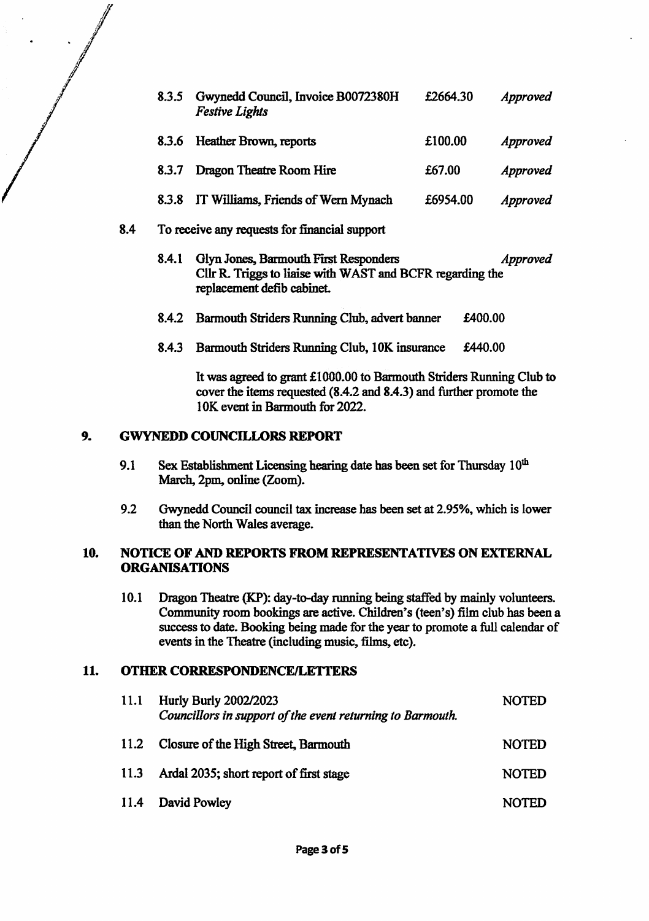8.3.5 Gwynedd Council, Invoice B0072380H *Festive Lights* £2664.30 *Approved*

8.3.6 Heather Brown, reports £100.00 *Approved*

8.3.7 Dragon Theatre Room Hire £67.00 *Approved*

8.3.8 IT Williams, Friends of Wern Mynach £6954.00 *Approved*

8.4 To receive any requests for financial support

8.4.1 Glyn Jones, Barmouth First Responders *Approved*
Cllr R. Triggs to liaise with WAST and BCFR regarding the replacement defib cabinet.

8.4.2 Barmouth Striders Running Club, advert banner £400.00

8.4.3 Barmouth Striders Running Club, 10K insurance £440.00

It was agreed to grant £1000.00 to Barmouth Striders Running Club to cover the items requested (8.4.2 and 8.4.3) and further promote the 10K event in Barmouth for 2022.

## 9. GWYNEDD COUNCILLORS REPORT

9.1 Sex Establishment Licensing hearing date has been set for Thursday 10th March, 2pm, online (Zoom).

9.2 Gwynedd Council council tax increase has been set at 2.95%, which is lower than the North Wales average.

## 10. NOTICE OF AND REPORTS FROM REPRESENTATIVES ON EXTERNAL ORGANISATIONS

10.1 Dragon Theatre (KP): day-to-day running being staffed by mainly volunteers. Community room bookings are active. Children's (teen's) film club has been a success to date. Booking being made for the year to promote a full calendar of events in the Theatre (including music, films, etc).

## 11. OTHER CORRESPONDENCE/LETTERS

11.1 Hurly Burly 2002/2023 NOTED
*Councillors in support of the event returning to Barmouth.*

11.2 Closure of the High Street, Barmouth NOTED

11.3 Ardal 2035; short report of first stage NOTED

11.4 David Powley NOTED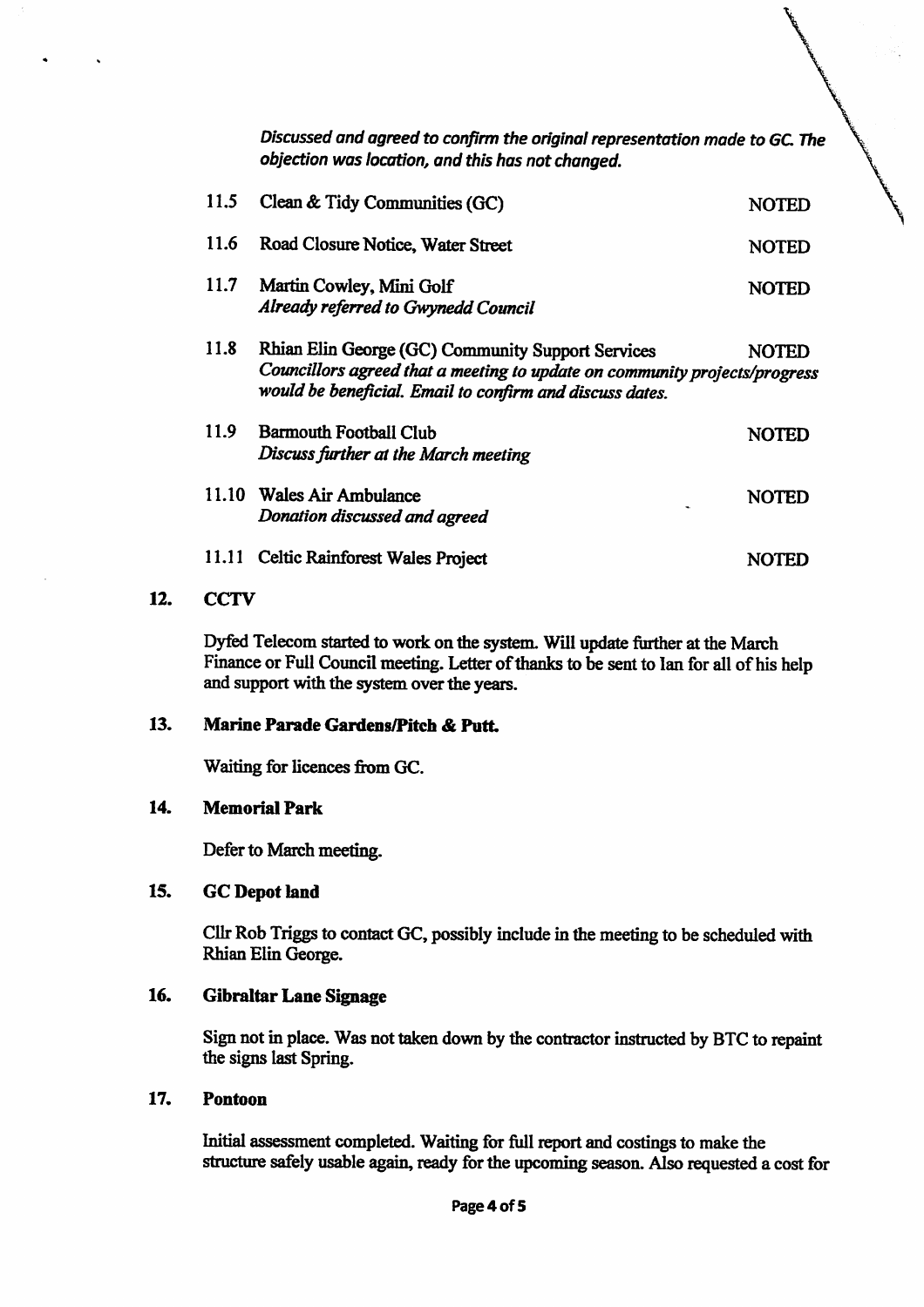*Discussed and agreed to confirm the original representation made to GC. The objection was location, and this has not changed.*

| | | |
|---|---|---|
| 11.5 | Clean & Tidy Communities (GC) | NOTED |
| 11.6 | Road Closure Notice, Water Street | NOTED |
| 11.7 | Martin Cowley, Mini Golf<br>*Already referred to Gwynedd Council* | NOTED |
| 11.8 | Rhian Elin George (GC) Community Support Services<br>*Councillors agreed that a meeting to update on community projects/progress would be beneficial. Email to confirm and discuss dates.* | NOTED |
| 11.9 | Barmouth Football Club<br>*Discuss further at the March meeting* | NOTED |
| 11.10 | Wales Air Ambulance<br>*Donation discussed and agreed* | NOTED |
| 11.11 | Celtic Rainforest Wales Project | NOTED |

## 12. CCTV

Dyfed Telecom started to work on the system. Will update further at the March Finance or Full Council meeting. Letter of thanks to be sent to Ian for all of his help and support with the system over the years.

## 13. Marine Parade Gardens/Pitch & Putt.

Waiting for licences from GC.

## 14. Memorial Park

Defer to March meeting.

## 15. GC Depot land

Cllr Rob Triggs to contact GC, possibly include in the meeting to be scheduled with Rhian Elin George.

## 16. Gibraltar Lane Signage

Sign not in place. Was not taken down by the contractor instructed by BTC to repaint the signs last Spring.

## 17. Pontoon

Initial assessment completed. Waiting for full report and costings to make the structure safely usable again, ready for the upcoming season. Also requested a cost for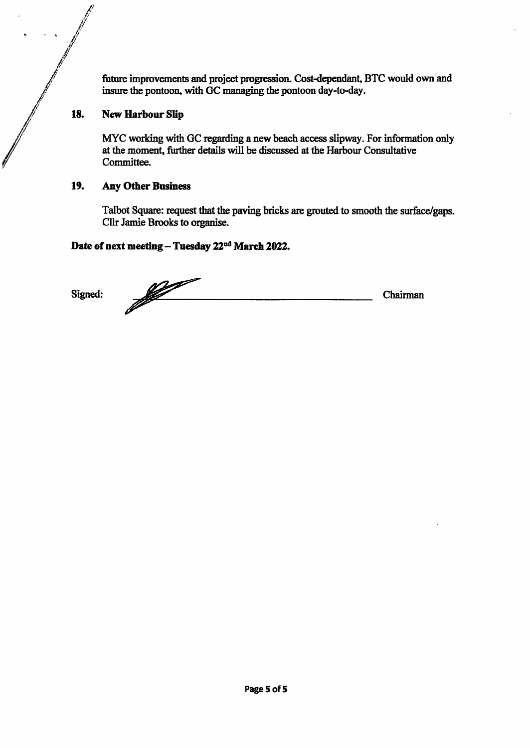future improvements and project progression. Cost-dependant, BTC would own and insure the pontoon, with GC managing the pontoon day-to-day.

**18. New Harbour Slip**

MYC working with GC regarding a new beach access slipway. For information only at the moment, further details will be discussed at the Harbour Consultative Committee.

**19. Any Other Business**

Talbot Square: request that the paving bricks are grouted to smooth the surface/gaps. Cllr Jamie Brooks to organise.

**Date of next meeting – Tuesday 22nd March 2022.**

Signed: ______________________________ Chairman